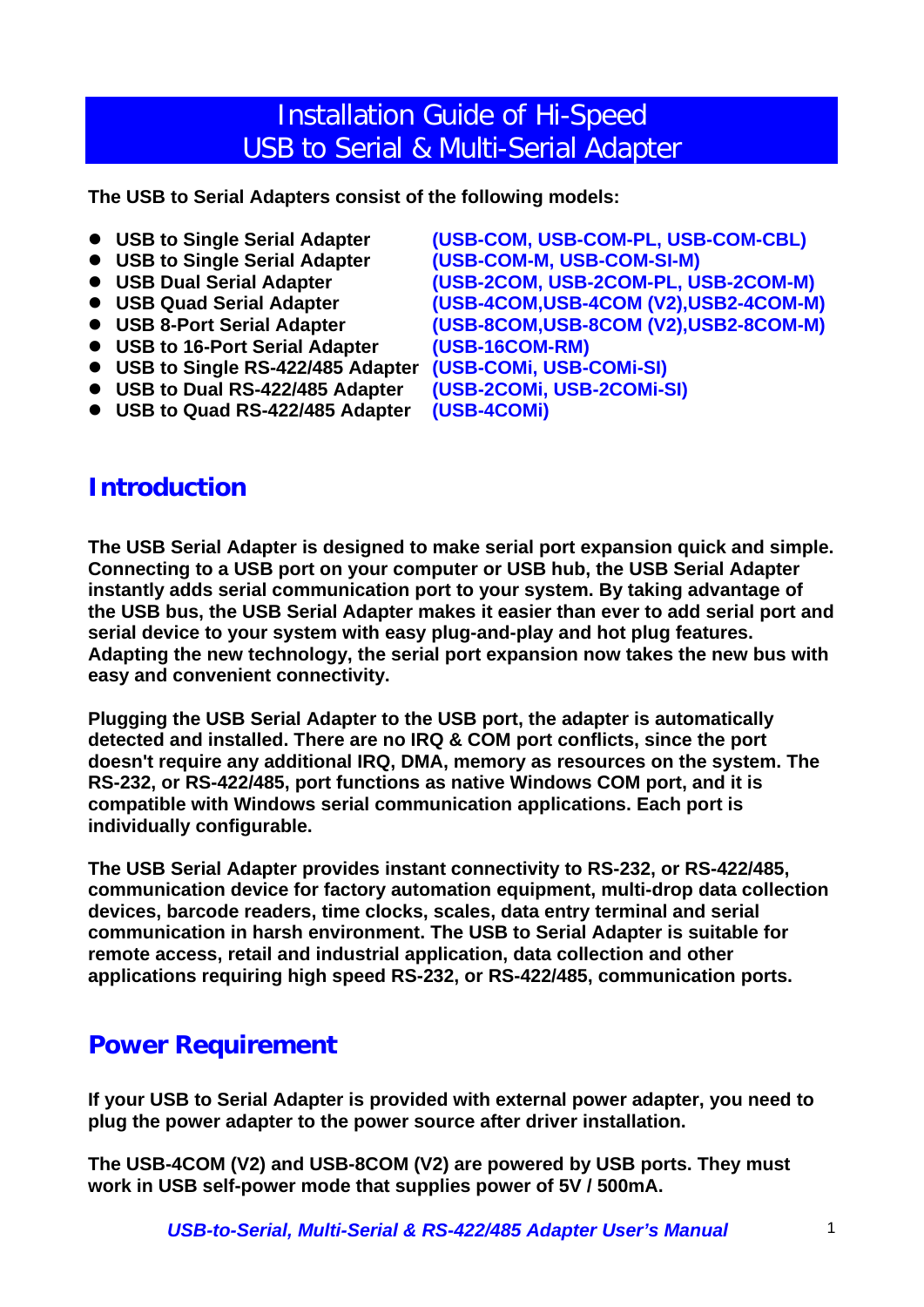# Installation Guide of Hi-Speed USB to Serial & Multi-Serial Adapter

**The USB to Serial Adapters consist of the following models:**

- **USB to Single Serial Adapter** **(USB-COM, USB-COM-PL, USB-COM-CBL)**
- **USB to Single Serial Adapter** **(USB-COM-M, USB-COM-SI-M)**
- **USB Dual Serial Adapter** **(USB-2COM, USB-2COM-PL, USB-2COM-M)**
- **USB Quad Serial Adapter** **(USB-4COM,USB-4COM (V2),USB2-4COM-M)**
- **USB 8-Port Serial Adapter** **(USB-8COM,USB-8COM (V2),USB2-8COM-M)**
- **USB to 16-Port Serial Adapter** **(USB-16COM-RM)**
- **USB to Single RS-422/485 Adapter** **(USB-COMi, USB-COMi-SI)**
- **USB to Dual RS-422/485 Adapter** **(USB-2COMi, USB-2COMi-SI)**
- **USB to Quad RS-422/485 Adapter** **(USB-4COMi)**

## Introduction

**The USB Serial Adapter is designed to make serial port expansion quick and simple. Connecting to a USB port on your computer or USB hub, the USB Serial Adapter instantly adds serial communication port to your system. By taking advantage of the USB bus, the USB Serial Adapter makes it easier than ever to add serial port and serial device to your system with easy plug-and-play and hot plug features. Adapting the new technology, the serial port expansion now takes the new bus with easy and convenient connectivity.**

**Plugging the USB Serial Adapter to the USB port, the adapter is automatically detected and installed. There are no IRQ & COM port conflicts, since the port doesn't require any additional IRQ, DMA, memory as resources on the system. The RS-232, or RS-422/485, port functions as native Windows COM port, and it is compatible with Windows serial communication applications. Each port is individually configurable.**

**The USB Serial Adapter provides instant connectivity to RS-232, or RS-422/485, communication device for factory automation equipment, multi-drop data collection devices, barcode readers, time clocks, scales, data entry terminal and serial communication in harsh environment. The USB to Serial Adapter is suitable for remote access, retail and industrial application, data collection and other applications requiring high speed RS-232, or RS-422/485, communication ports.**

## Power Requirement

**If your USB to Serial Adapter is provided with external power adapter, you need to plug the power adapter to the power source after driver installation.**

**The USB-4COM (V2) and USB-8COM (V2) are powered by USB ports. They must work in USB self-power mode that supplies power of 5V / 500mA.**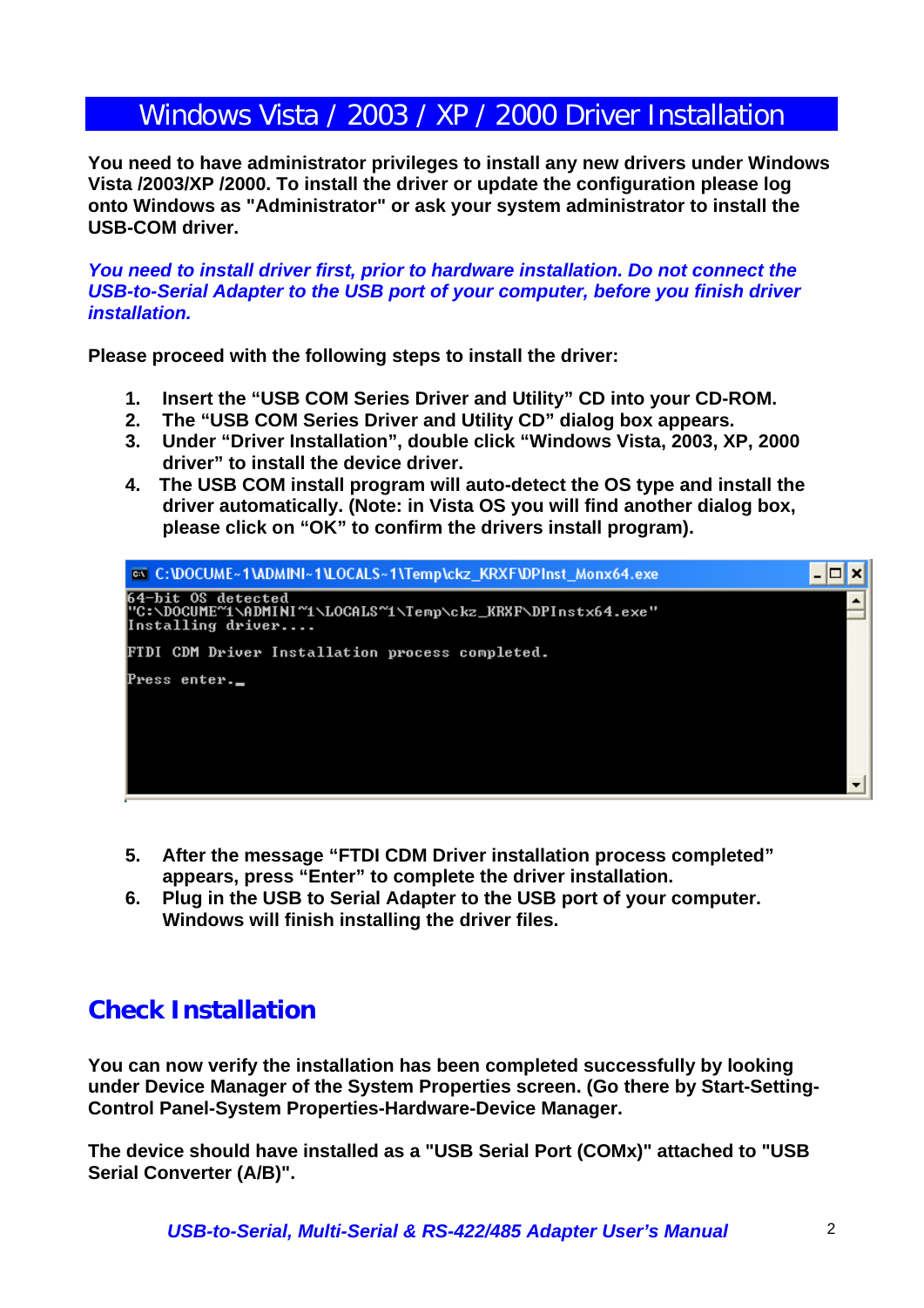# Windows Vista / 2003 / XP / 2000 Driver Installation

**You need to have administrator privileges to install any new drivers under Windows Vista /2003/XP /2000. To install the driver or update the configuration please log onto Windows as "Administrator" or ask your system administrator to install the USB-COM driver.**

***You need to install driver first, prior to hardware installation. Do not connect the USB-to-Serial Adapter to the USB port of your computer, before you finish driver installation.***

**Please proceed with the following steps to install the driver:**

1. **Insert the "USB COM Series Driver and Utility" CD into your CD-ROM.**
2. **The "USB COM Series Driver and Utility CD" dialog box appears.**
3. **Under "Driver Installation", double click "Windows Vista, 2003, XP, 2000 driver" to install the device driver.**
4. **The USB COM install program will auto-detect the OS type and install the driver automatically. (Note: in Vista OS you will find another dialog box, please click on "OK" to confirm the drivers install program).**

```
C:\DOCUME~1\ADMINI~1\LOCALS~1\Temp\ckz_KRXF\DPInst_Monx64.exe
64-bit OS detected
"C:\DOCUME~1\ADMINI~1\LOCALS~1\Temp\ckz_KRXF\DPInstx64.exe"
Installing driver....

FTDI CDM Driver Installation process completed.

Press enter._
```

5. **After the message "FTDI CDM Driver installation process completed" appears, press "Enter" to complete the driver installation.**
6. **Plug in the USB to Serial Adapter to the USB port of your computer. Windows will finish installing the driver files.**

## Check Installation

**You can now verify the installation has been completed successfully by looking under Device Manager of the System Properties screen. (Go there by Start-Setting-Control Panel-System Properties-Hardware-Device Manager.**

**The device should have installed as a "USB Serial Port (COMx)" attached to "USB Serial Converter (A/B)".**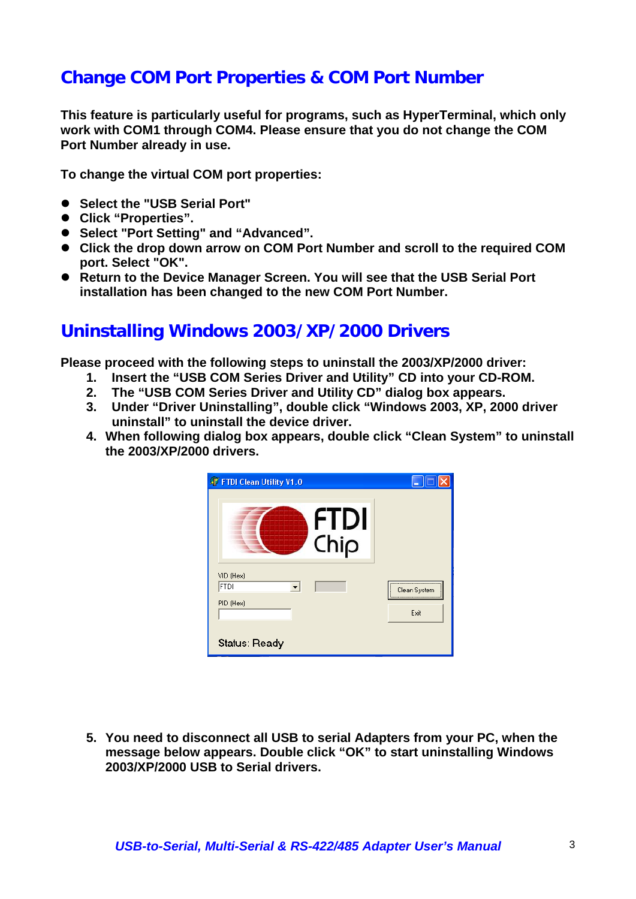## Change COM Port Properties & COM Port Number

**This feature is particularly useful for programs, such as HyperTerminal, which only work with COM1 through COM4. Please ensure that you do not change the COM Port Number already in use.**

**To change the virtual COM port properties:**

- **Select the "USB Serial Port"**
- **Click “Properties”.**
- **Select "Port Setting" and “Advanced”.**
- **Click the drop down arrow on COM Port Number and scroll to the required COM port. Select "OK".**
- **Return to the Device Manager Screen. You will see that the USB Serial Port installation has been changed to the new COM Port Number.**

## Uninstalling Windows 2003/XP/2000 Drivers

**Please proceed with the following steps to uninstall the 2003/XP/2000 driver:**

1. **Insert the “USB COM Series Driver and Utility” CD into your CD-ROM.**
2. **The “USB COM Series Driver and Utility CD” dialog box appears.**
3. **Under “Driver Uninstalling”, double click “Windows 2003, XP, 2000 driver uninstall” to uninstall the device driver.**
4. **When following dialog box appears, double click “Clean System” to uninstall the 2003/XP/2000 drivers.**

5. **You need to disconnect all USB to serial Adapters from your PC, when the message below appears. Double click “OK” to start uninstalling Windows 2003/XP/2000 USB to Serial drivers.**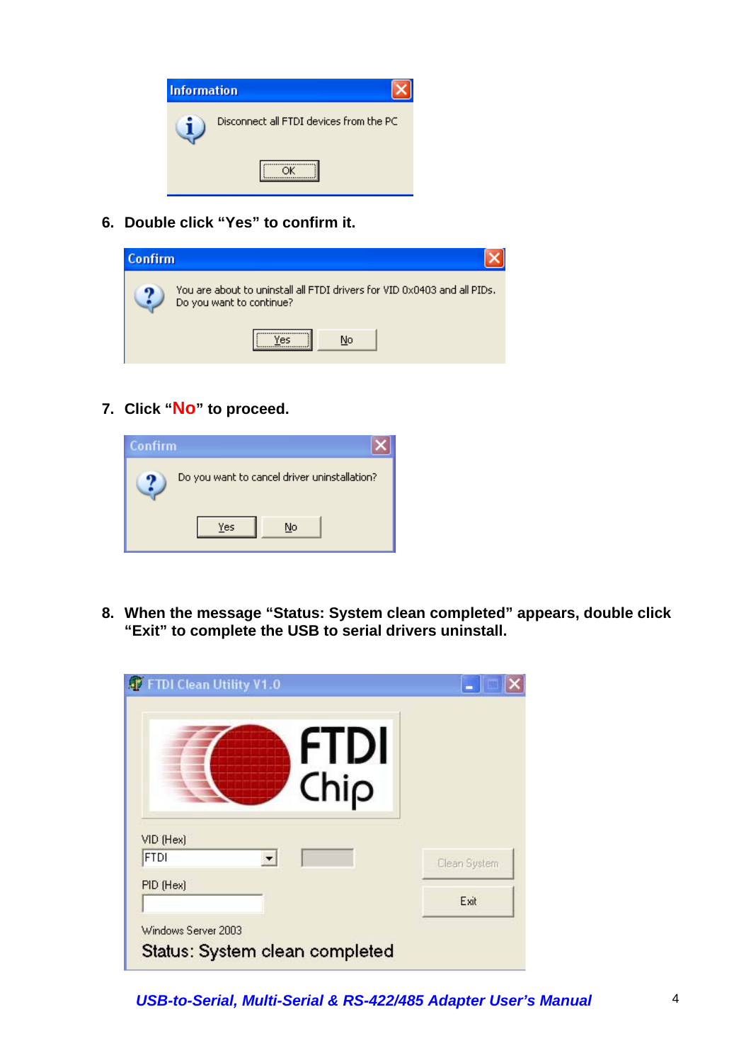6. **Double click "Yes" to confirm it.**

7. **Click "No" to proceed.**

8. **When the message "Status: System clean completed" appears, double click "Exit" to complete the USB to serial drivers uninstall.**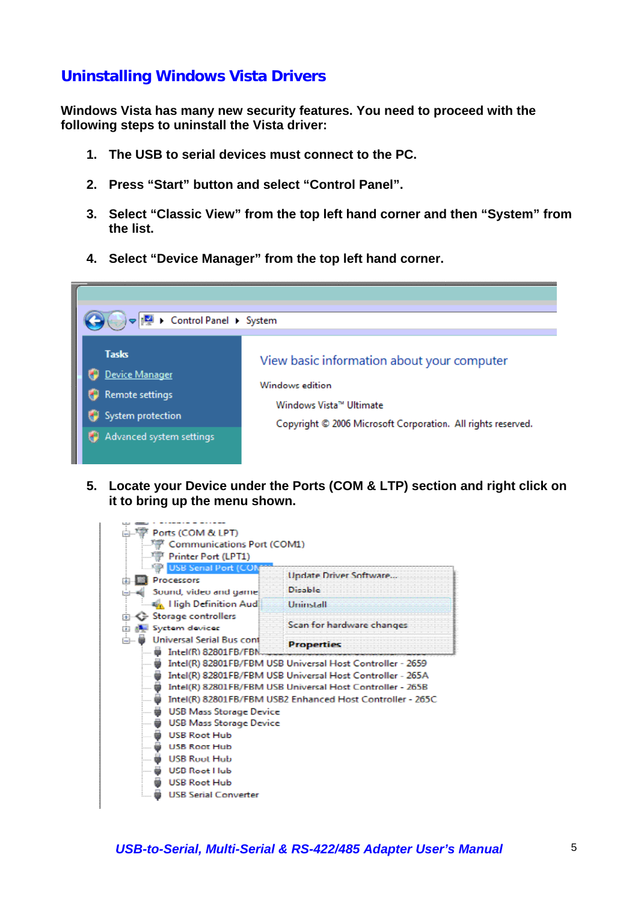## Uninstalling Windows Vista Drivers

**Windows Vista has many new security features. You need to proceed with the following steps to uninstall the Vista driver:**

1. **The USB to serial devices must connect to the PC.**
2. **Press "Start" button and select "Control Panel".**
3. **Select "Classic View" from the top left hand corner and then "System" from the list.**
4. **Select "Device Manager" from the top left hand corner.**

5. **Locate your Device under the Ports (COM & LTP) section and right click on it to bring up the menu shown.**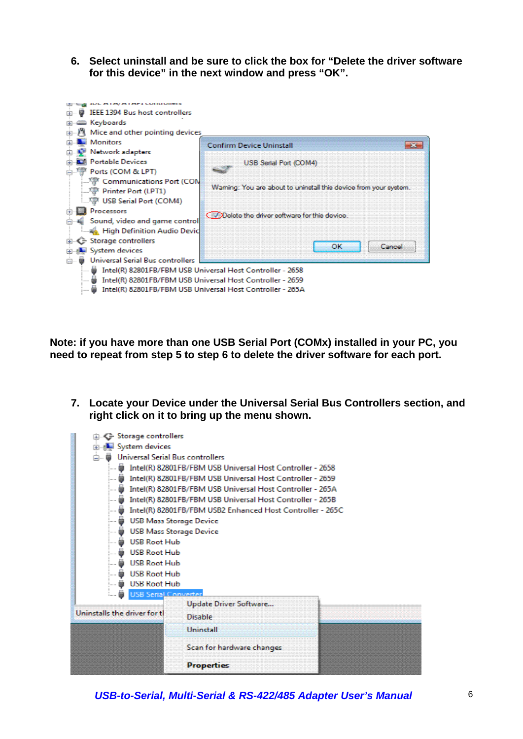6. **Select uninstall and be sure to click the box for "Delete the driver software for this device" in the next window and press "OK".**

**Note: if you have more than one USB Serial Port (COMx) installed in your PC, you need to repeat from step 5 to step 6 to delete the driver software for each port.**

7. **Locate your Device under the Universal Serial Bus Controllers section, and right click on it to bring up the menu shown.**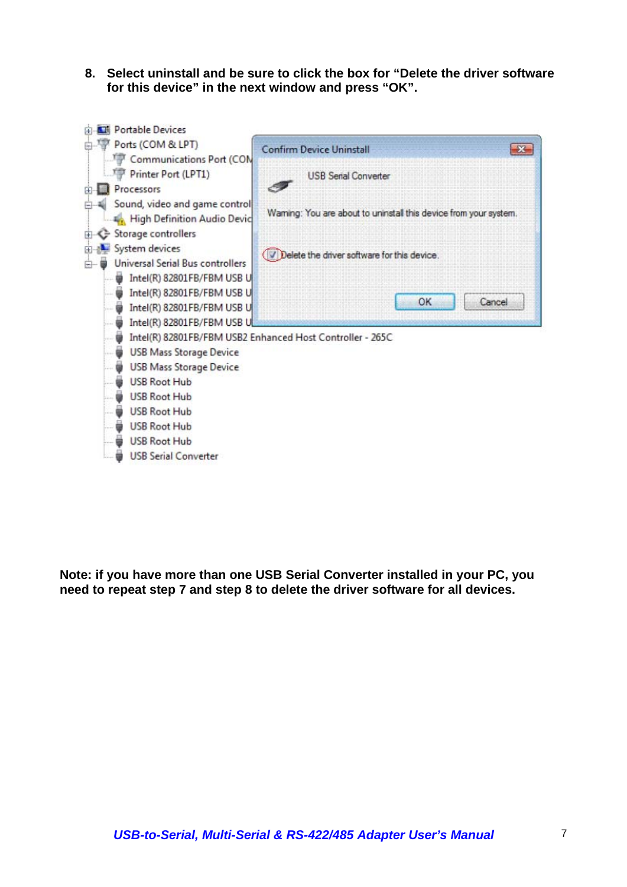8. **Select uninstall and be sure to click the box for "Delete the driver software for this device" in the next window and press "OK".**

**Note: if you have more than one USB Serial Converter installed in your PC, you need to repeat step 7 and step 8 to delete the driver software for all devices.**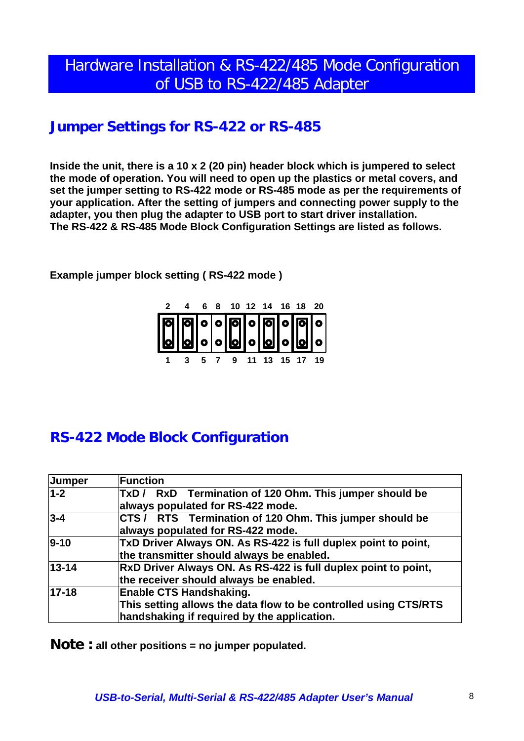# Hardware Installation & RS-422/485 Mode Configuration of USB to RS-422/485 Adapter

## Jumper Settings for RS-422 or RS-485

**Inside the unit, there is a 10 x 2 (20 pin) header block which is jumpered to select the mode of operation. You will need to open up the plastics or metal covers, and set the jumper setting to RS-422 mode or RS-485 mode as per the requirements of your application. After the setting of jumpers and connecting power supply to the adapter, you then plug the adapter to USB port to start driver installation.**
**The RS-422 & RS-485 Mode Block Configuration Settings are listed as follows.**

**Example jumper block setting ( RS-422 mode )**

2 4 6 8 10 12 14 16 18 20

1 3 5 7 9 11 13 15 17 19

## RS-422 Mode Block Configuration

| Jumper | Function |
|---|---|
| 1-2 | TxD / RxD Termination of 120 Ohm. This jumper should be always populated for RS-422 mode. |
| 3-4 | CTS / RTS Termination of 120 Ohm. This jumper should be always populated for RS-422 mode. |
| 9-10 | TxD Driver Always ON. As RS-422 is full duplex point to point, the transmitter should always be enabled. |
| 13-14 | RxD Driver Always ON. As RS-422 is full duplex point to point, the receiver should always be enabled. |
| 17-18 | Enable CTS Handshaking.<br>This setting allows the data flow to be controlled using CTS/RTS handshaking if required by the application. |

**Note : all other positions = no jumper populated.**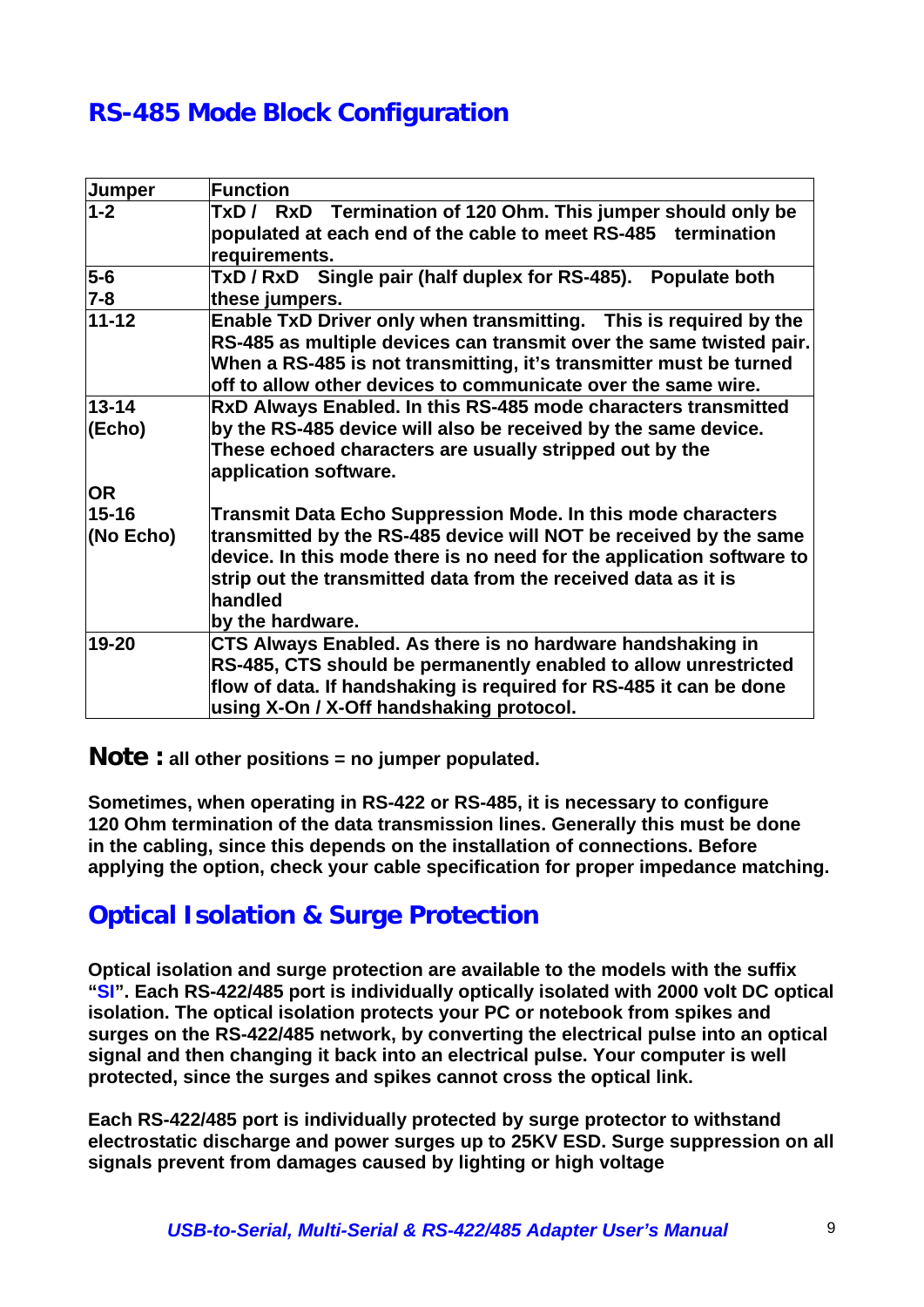## RS-485 Mode Block Configuration

| Jumper | Function |
|---|---|
| 1-2 | TxD / RxD Termination of 120 Ohm. This jumper should only be populated at each end of the cable to meet RS-485 termination requirements. |
| 5-6<br>7-8 | TxD / RxD Single pair (half duplex for RS-485). Populate both these jumpers. |
| 11-12 | Enable TxD Driver only when transmitting. This is required by the RS-485 as multiple devices can transmit over the same twisted pair. When a RS-485 is not transmitting, it's transmitter must be turned off to allow other devices to communicate over the same wire. |
| 13-14<br>(Echo)<br><br>OR<br>15-16<br>(No Echo) | RxD Always Enabled. In this RS-485 mode characters transmitted by the RS-485 device will also be received by the same device. These echoed characters are usually stripped out by the application software.<br><br>Transmit Data Echo Suppression Mode. In this mode characters transmitted by the RS-485 device will NOT be received by the same device. In this mode there is no need for the application software to strip out the transmitted data from the received data as it is handled<br>by the hardware. |
| 19-20 | CTS Always Enabled. As there is no hardware handshaking in RS-485, CTS should be permanently enabled to allow unrestricted flow of data. If handshaking is required for RS-485 it can be done using X-On / X-Off handshaking protocol. |

**Note :** all other positions = no jumper populated.

**Sometimes, when operating in RS-422 or RS-485, it is necessary to configure 120 Ohm termination of the data transmission lines. Generally this must be done in the cabling, since this depends on the installation of connections. Before applying the option, check your cable specification for proper impedance matching.**

## Optical Isolation & Surge Protection

**Optical isolation and surge protection are available to the models with the suffix "SI". Each RS-422/485 port is individually optically isolated with 2000 volt DC optical isolation. The optical isolation protects your PC or notebook from spikes and surges on the RS-422/485 network, by converting the electrical pulse into an optical signal and then changing it back into an electrical pulse. Your computer is well protected, since the surges and spikes cannot cross the optical link.**

**Each RS-422/485 port is individually protected by surge protector to withstand electrostatic discharge and power surges up to 25KV ESD. Surge suppression on all signals prevent from damages caused by lighting or high voltage**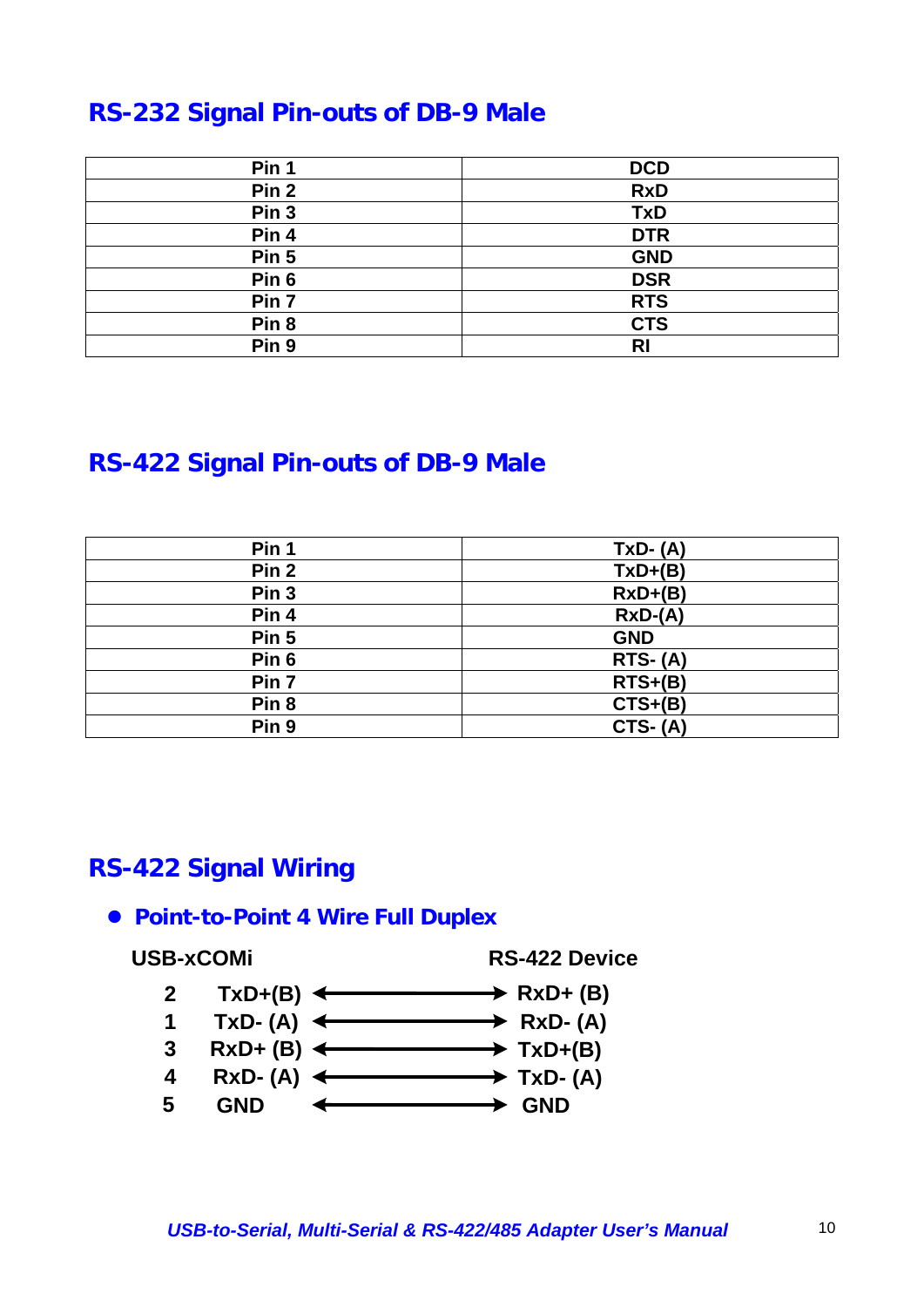## RS-232 Signal Pin-outs of DB-9 Male

| Pin | Signal |
|---|---|
| Pin 1 | DCD |
| Pin 2 | RxD |
| Pin 3 | TxD |
| Pin 4 | DTR |
| Pin 5 | GND |
| Pin 6 | DSR |
| Pin 7 | RTS |
| Pin 8 | CTS |
| Pin 9 | RI |

## RS-422 Signal Pin-outs of DB-9 Male

| Pin | Signal |
|---|---|
| Pin 1 | TxD- (A) |
| Pin 2 | TxD+(B) |
| Pin 3 | RxD+(B) |
| Pin 4 | RxD-(A) |
| Pin 5 | GND |
| Pin 6 | RTS- (A) |
| Pin 7 | RTS+(B) |
| Pin 8 | CTS+(B) |
| Pin 9 | CTS- (A) |

## RS-422 Signal Wiring

- **Point-to-Point 4 Wire Full Duplex**

| USB-xCOMi | | | RS-422 Device |
|---|---|---|---|
| 2 | TxD+(B) | ←——→ | RxD+ (B) |
| 1 | TxD- (A) | ←——→ | RxD- (A) |
| 3 | RxD+ (B) | ←——→ | TxD+(B) |
| 4 | RxD- (A) | ←——→ | TxD- (A) |
| 5 | GND | ←——→ | GND |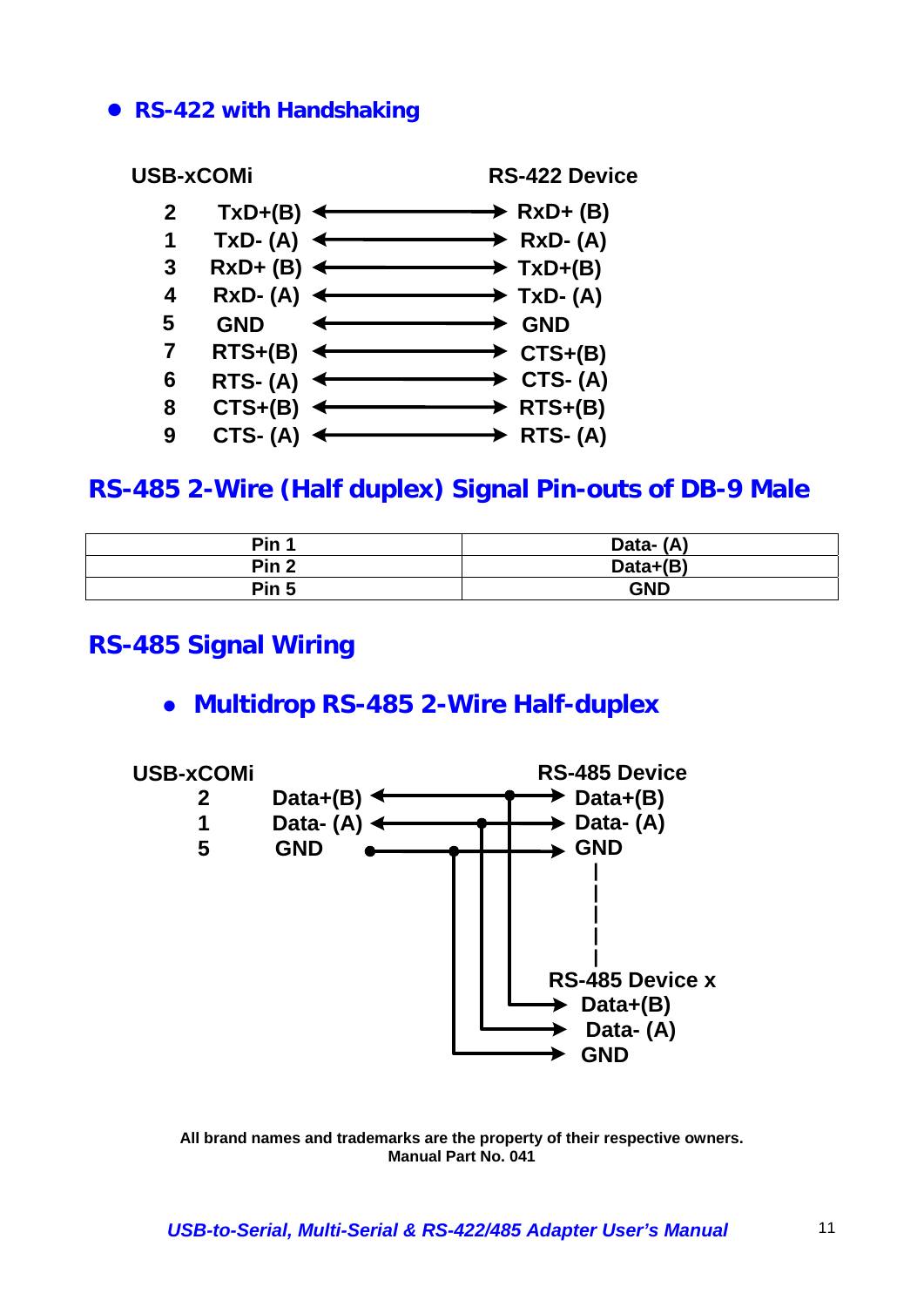- **RS-422 with Handshaking**

USB-xCOMi

RS-422 Device

2 TxD+(B) ↔ RxD+ (B)
1 TxD- (A) ↔ RxD- (A)
3 RxD+ (B) ↔ TxD+(B)
4 RxD- (A) ↔ TxD- (A)
5 GND ↔ GND
7 RTS+(B) ↔ CTS+(B)
6 RTS- (A) ↔ CTS- (A)
8 CTS+(B) ↔ RTS+(B)
9 CTS- (A) ↔ RTS- (A)

## RS-485 2-Wire (Half duplex) Signal Pin-outs of DB-9 Male

| | |
|---|---|
| Pin 1 | Data- (A) |
| Pin 2 | Data+(B) |
| Pin 5 | GND |

## RS-485 Signal Wiring

- **Multidrop RS-485 2-Wire Half-duplex**

USB-xCOMi

RS-485 Device

2 Data+(B)

1 Data- (A)

5 GND

Data+(B)

Data- (A)

GND

RS-485 Device x

Data+(B)

Data- (A)

GND

**All brand names and trademarks are the property of their respective owners.**
**Manual Part No. 041**